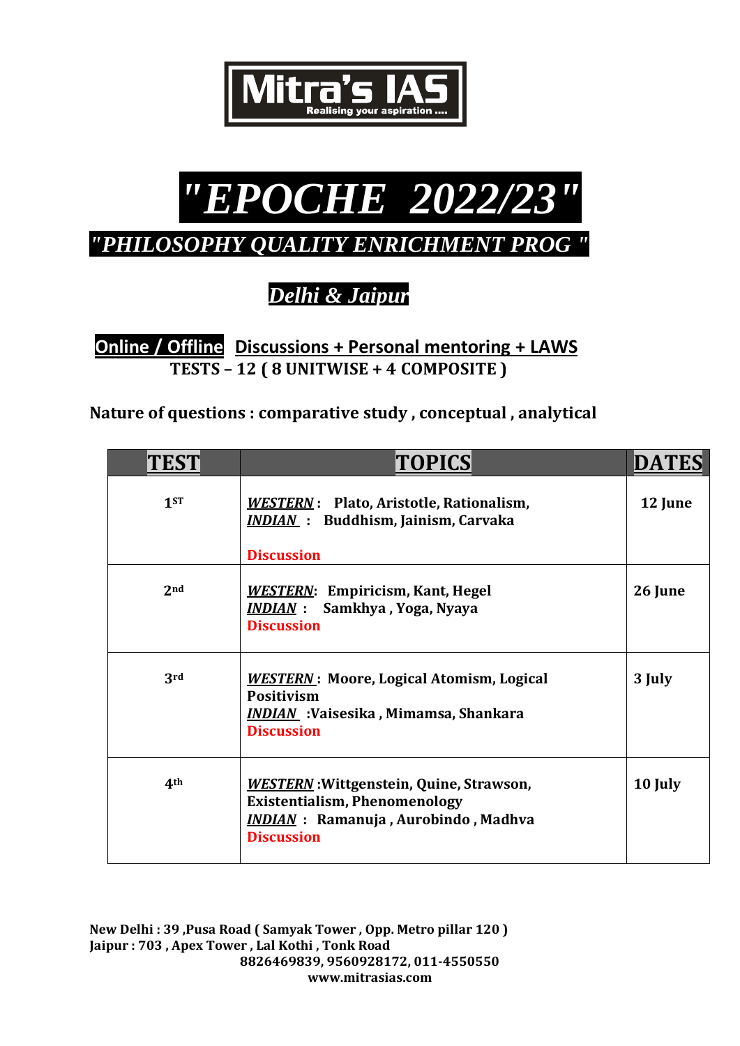**Mitra's IAS**
**Realising your aspiration ....**

# *"EPOCHE 2022/23"*

## *"PHILOSOPHY QUALITY ENRICHMENT PROG "*

### *Delhi & Jaipur*

**Online / Offline Discussions + Personal mentoring + LAWS**
**TESTS – 12 ( 8 UNITWISE + 4 COMPOSITE )**

**Nature of questions : comparative study , conceptual , analytical**

| TEST | TOPICS | DATES |
|---|---|---|
| 1ST | ***WESTERN*** : Plato, Aristotle, Rationalism, ***INDIAN*** : Buddhism, Jainism, Carvaka **Discussion** | 12 June |
| 2nd | ***WESTERN***: Empiricism, Kant, Hegel ***INDIAN*** : Samkhya , Yoga, Nyaya **Discussion** | 26 June |
| 3rd | ***WESTERN*** : Moore, Logical Atomism, Logical Positivism ***INDIAN*** :Vaisesika , Mimamsa, Shankara **Discussion** | 3 July |
| 4th | ***WESTERN*** :Wittgenstein, Quine, Strawson, Existentialism, Phenomenology ***INDIAN*** : Ramanuja , Aurobindo , Madhva **Discussion** | 10 July |

**New Delhi : 39 ,Pusa Road ( Samyak Tower , Opp. Metro pillar 120 )**
**Jaipur : 703 , Apex Tower , Lal Kothi , Tonk Road**
**8826469839, 9560928172, 011-4550550**
**www.mitrasias.com**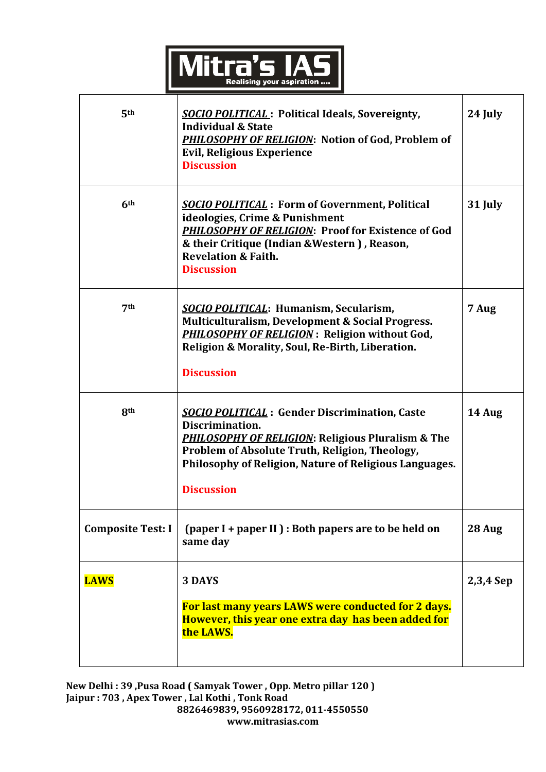**Mitra's IAS**
Realising your aspiration ....

| | | |
|---|---|---|
| 5th | ***SOCIO POLITICAL*** **: Political Ideals, Sovereignty, Individual & State**<br>***PHILOSOPHY OF RELIGION*****: Notion of God, Problem of Evil, Religious Experience**<br>**Discussion** | **24 July** |
| 6th | ***SOCIO POLITICAL*** **: Form of Government, Political ideologies, Crime & Punishment**<br>***PHILOSOPHY OF RELIGION*****: Proof for Existence of God & their Critique (Indian &Western ) , Reason, Revelation & Faith.**<br>**Discussion** | **31 July** |
| 7th | ***SOCIO POLITICAL*****: Humanism, Secularism, Multiculturalism, Development & Social Progress.**<br>***PHILOSOPHY OF RELIGION*** **: Religion without God, Religion & Morality, Soul, Re-Birth, Liberation.**<br>**Discussion** | **7 Aug** |
| 8th | ***SOCIO POLITICAL*** **: Gender Discrimination, Caste Discrimination.**<br>***PHILOSOPHY OF RELIGION*****: Religious Pluralism & The Problem of Absolute Truth, Religion, Theology, Philosophy of Religion, Nature of Religious Languages.**<br>**Discussion** | **14 Aug** |
| **Composite Test: I** | **(paper I + paper II ) : Both papers are to be held on same day** | **28 Aug** |
| **LAWS** | **3 DAYS**<br>**For last many years LAWS were conducted for 2 days. However, this year one extra day has been added for the LAWS.** | **2,3,4 Sep** |

**New Delhi : 39 ,Pusa Road ( Samyak Tower , Opp. Metro pillar 120 )**
**Jaipur : 703 , Apex Tower , Lal Kothi , Tonk Road**
**8826469839, 9560928172, 011-4550550**
**www.mitrasias.com**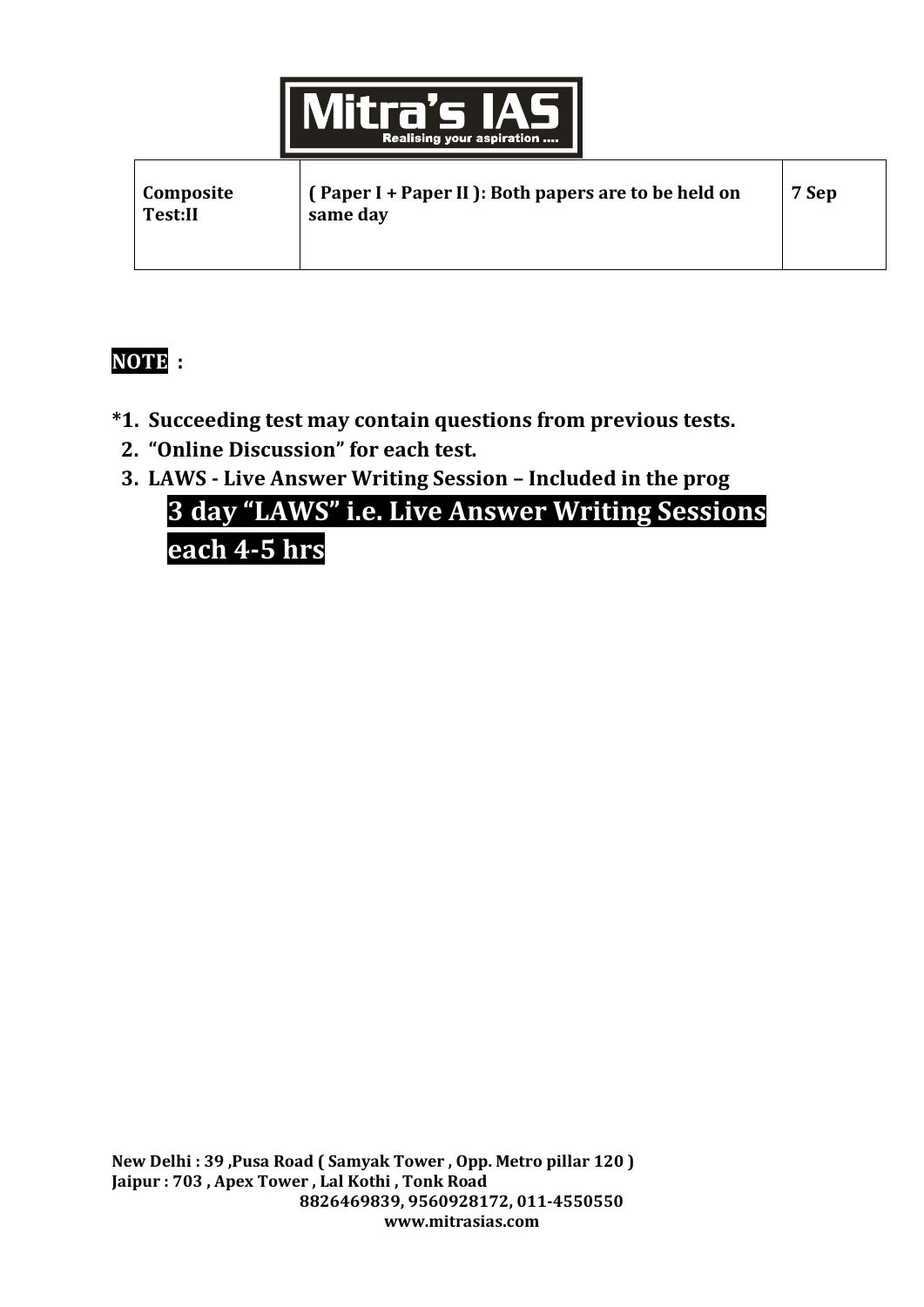**Mitra's IAS**
Realising your aspiration ....

| | | |
|---|---|---|
| **Composite Test:II** | **( Paper I + Paper II ): Both papers are to be held on same day** | **7 Sep** |

**NOTE :**

**\*1. Succeeding test may contain questions from previous tests.**

**2. "Online Discussion" for each test.**

**3. LAWS - Live Answer Writing Session – Included in the prog**

**3 day "LAWS" i.e. Live Answer Writing Sessions each 4-5 hrs**

**New Delhi : 39 ,Pusa Road ( Samyak Tower , Opp. Metro pillar 120 )**
**Jaipur : 703 , Apex Tower , Lal Kothi , Tonk Road**
**8826469839, 9560928172, 011-4550550**
**www.mitrasias.com**